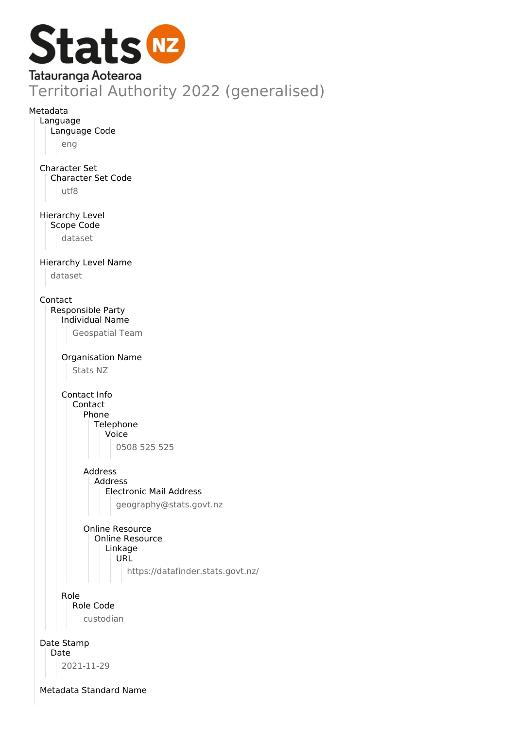Stats NZ
Tatauranga Aotearoa

# Territorial Authority 2022 (generalised)

Metadata
- Language
  - Language Code
    - eng
- Character Set
  - Character Set Code
    - utf8
- Hierarchy Level
  - Scope Code
    - dataset
- Hierarchy Level Name
  - dataset
- Contact
  - Responsible Party
    - Individual Name
      - Geospatial Team
    - Organisation Name
      - Stats NZ
    - Contact Info
      - Contact
        - Phone
          - Telephone
            - Voice
              - 0508 525 525
        - Address
          - Address
            - Electronic Mail Address
              - geography@stats.govt.nz
        - Online Resource
          - Online Resource
            - Linkage
              - URL
                - https://datafinder.stats.govt.nz/
    - Role
      - Role Code
        - custodian
- Date Stamp
  - Date
    - 2021-11-29
- Metadata Standard Name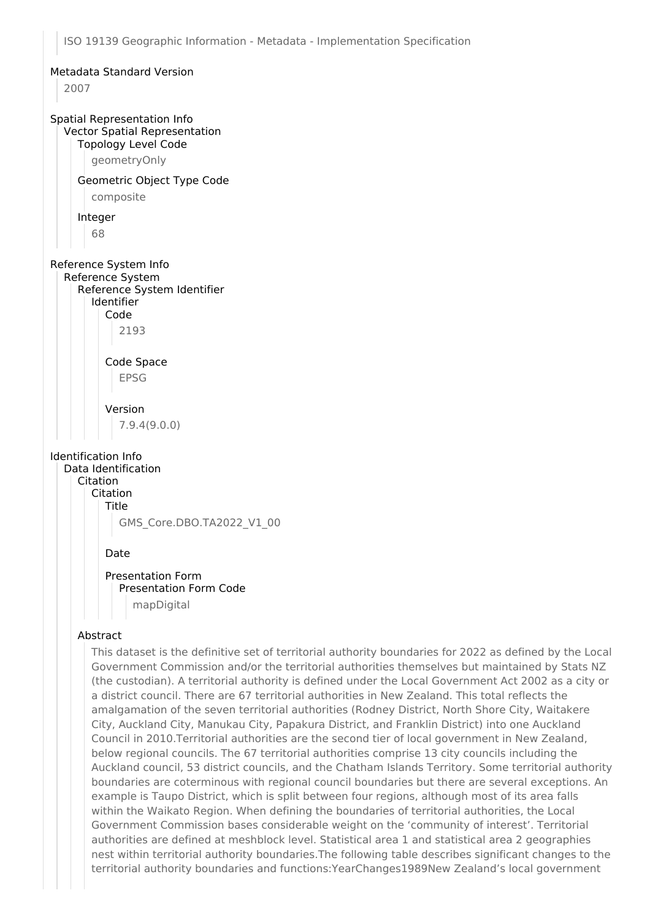ISO 19139 Geographic Information - Metadata - Implementation Specification

Metadata Standard Version

2007

Spatial Representation Info

Vector Spatial Representation

Topology Level Code

geometryOnly

Geometric Object Type Code

composite

Integer

68

Reference System Info

Reference System

Reference System Identifier

Identifier

Code

2193

Code Space

EPSG

Version

7.9.4(9.0.0)

Identification Info

Data Identification

Citation

Citation

Title

GMS_Core.DBO.TA2022_V1_00

Date

Presentation Form

Presentation Form Code

mapDigital

Abstract

This dataset is the definitive set of territorial authority boundaries for 2022 as defined by the Local Government Commission and/or the territorial authorities themselves but maintained by Stats NZ (the custodian). A territorial authority is defined under the Local Government Act 2002 as a city or a district council. There are 67 territorial authorities in New Zealand. This total reflects the amalgamation of the seven territorial authorities (Rodney District, North Shore City, Waitakere City, Auckland City, Manukau City, Papakura District, and Franklin District) into one Auckland Council in 2010.Territorial authorities are the second tier of local government in New Zealand, below regional councils. The 67 territorial authorities comprise 13 city councils including the Auckland council, 53 district councils, and the Chatham Islands Territory. Some territorial authority boundaries are coterminous with regional council boundaries but there are several exceptions. An example is Taupo District, which is split between four regions, although most of its area falls within the Waikato Region. When defining the boundaries of territorial authorities, the Local Government Commission bases considerable weight on the 'community of interest'. Territorial authorities are defined at meshblock level. Statistical area 1 and statistical area 2 geographies nest within territorial authority boundaries.The following table describes significant changes to the territorial authority boundaries and functions:YearChanges1989New Zealand's local government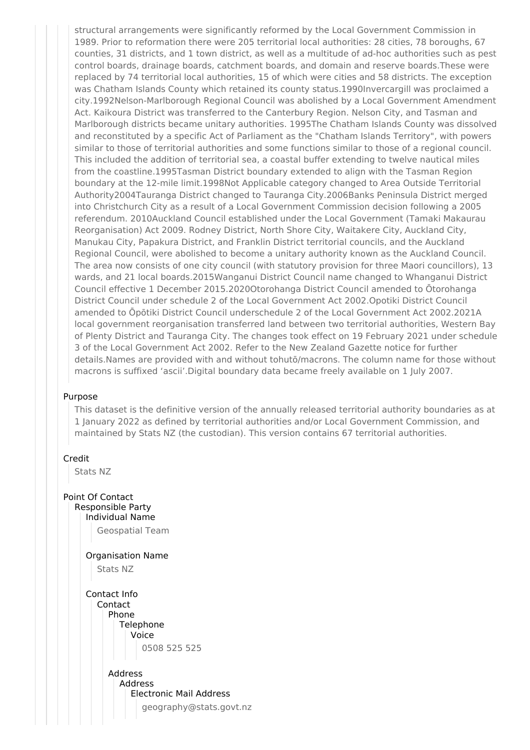structural arrangements were significantly reformed by the Local Government Commission in 1989. Prior to reformation there were 205 territorial local authorities: 28 cities, 78 boroughs, 67 counties, 31 districts, and 1 town district, as well as a multitude of ad-hoc authorities such as pest control boards, drainage boards, catchment boards, and domain and reserve boards.These were replaced by 74 territorial local authorities, 15 of which were cities and 58 districts. The exception was Chatham Islands County which retained its county status.1990Invercargill was proclaimed a city.1992Nelson-Marlborough Regional Council was abolished by a Local Government Amendment Act. Kaikoura District was transferred to the Canterbury Region. Nelson City, and Tasman and Marlborough districts became unitary authorities. 1995The Chatham Islands County was dissolved and reconstituted by a specific Act of Parliament as the "Chatham Islands Territory", with powers similar to those of territorial authorities and some functions similar to those of a regional council. This included the addition of territorial sea, a coastal buffer extending to twelve nautical miles from the coastline.1995Tasman District boundary extended to align with the Tasman Region boundary at the 12-mile limit.1998Not Applicable category changed to Area Outside Territorial Authority2004Tauranga District changed to Tauranga City.2006Banks Peninsula District merged into Christchurch City as a result of a Local Government Commission decision following a 2005 referendum. 2010Auckland Council established under the Local Government (Tamaki Makaurau Reorganisation) Act 2009. Rodney District, North Shore City, Waitakere City, Auckland City, Manukau City, Papakura District, and Franklin District territorial councils, and the Auckland Regional Council, were abolished to become a unitary authority known as the Auckland Council. The area now consists of one city council (with statutory provision for three Maori councillors), 13 wards, and 21 local boards.2015Wanganui District Council name changed to Whanganui District Council effective 1 December 2015.2020Otorohanga District Council amended to Ōtorohanga District Council under schedule 2 of the Local Government Act 2002.Opotiki District Council amended to Ōpōtiki District Council underschedule 2 of the Local Government Act 2002.2021A local government reorganisation transferred land between two territorial authorities, Western Bay of Plenty District and Tauranga City. The changes took effect on 19 February 2021 under schedule 3 of the Local Government Act 2002. Refer to the New Zealand Gazette notice for further details.Names are provided with and without tohutō/macrons. The column name for those without macrons is suffixed 'ascii'.Digital boundary data became freely available on 1 July 2007.

Purpose

This dataset is the definitive version of the annually released territorial authority boundaries as at 1 January 2022 as defined by territorial authorities and/or Local Government Commission, and maintained by Stats NZ (the custodian). This version contains 67 territorial authorities.

Credit

Stats NZ

Point Of Contact

Responsible Party

Individual Name

Geospatial Team

Organisation Name

Stats NZ

Contact Info

Contact

Phone

Telephone

Voice

0508 525 525

Address

Address

Electronic Mail Address

geography@stats.govt.nz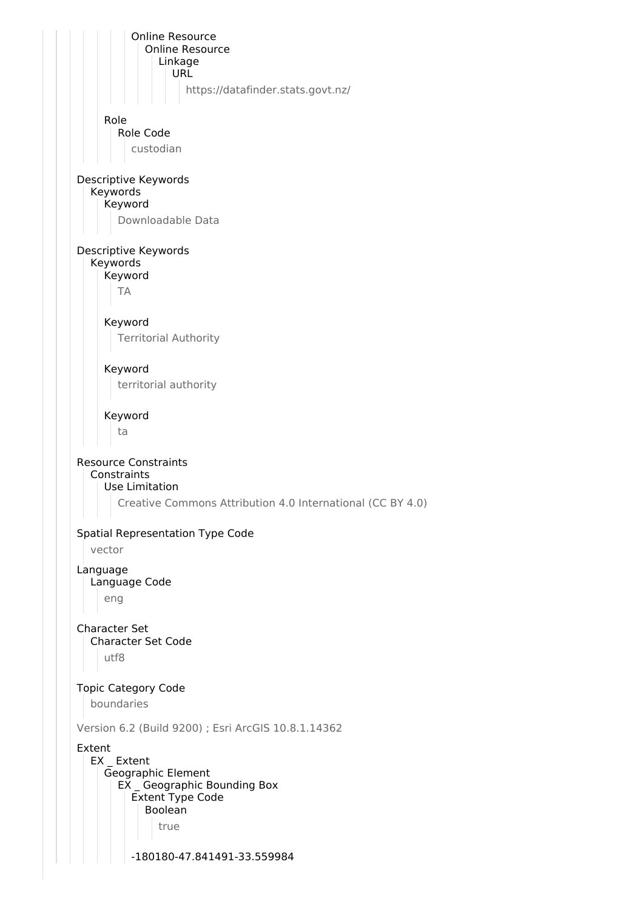Online Resource
Online Resource
Linkage
URL
https://datafinder.stats.govt.nz/

Role
Role Code
custodian

Descriptive Keywords
Keywords
Keyword
Downloadable Data

Descriptive Keywords
Keywords
Keyword
TA

Keyword
Territorial Authority

Keyword
territorial authority

Keyword
ta

Resource Constraints
Constraints
Use Limitation
Creative Commons Attribution 4.0 International (CC BY 4.0)

Spatial Representation Type Code
vector

Language
Language Code
eng

Character Set
Character Set Code
utf8

Topic Category Code
boundaries

Version 6.2 (Build 9200) ; Esri ArcGIS 10.8.1.14362

Extent
EX _ Extent
Geographic Element
EX _ Geographic Bounding Box
Extent Type Code
Boolean
true

-180180-47.841491-33.559984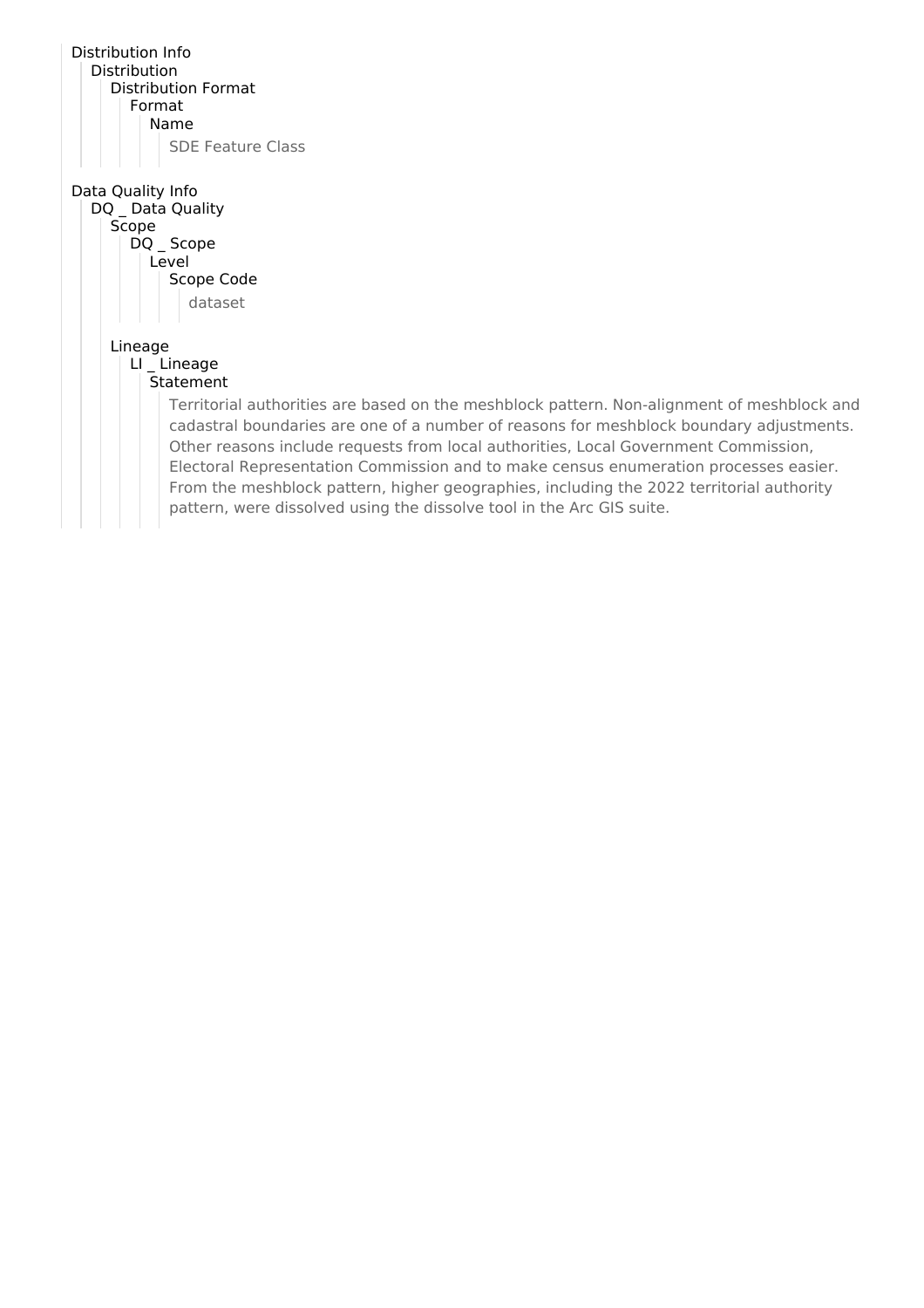Distribution Info
- Distribution
  - Distribution Format
    - Format
      - Name
        - SDE Feature Class

Data Quality Info
- DQ _ Data Quality
  - Scope
    - DQ _ Scope
      - Level
        - Scope Code
          - dataset
  - Lineage
    - LI _ Lineage
      - Statement
        - Territorial authorities are based on the meshblock pattern. Non-alignment of meshblock and cadastral boundaries are one of a number of reasons for meshblock boundary adjustments. Other reasons include requests from local authorities, Local Government Commission, Electoral Representation Commission and to make census enumeration processes easier. From the meshblock pattern, higher geographies, including the 2022 territorial authority pattern, were dissolved using the dissolve tool in the Arc GIS suite.